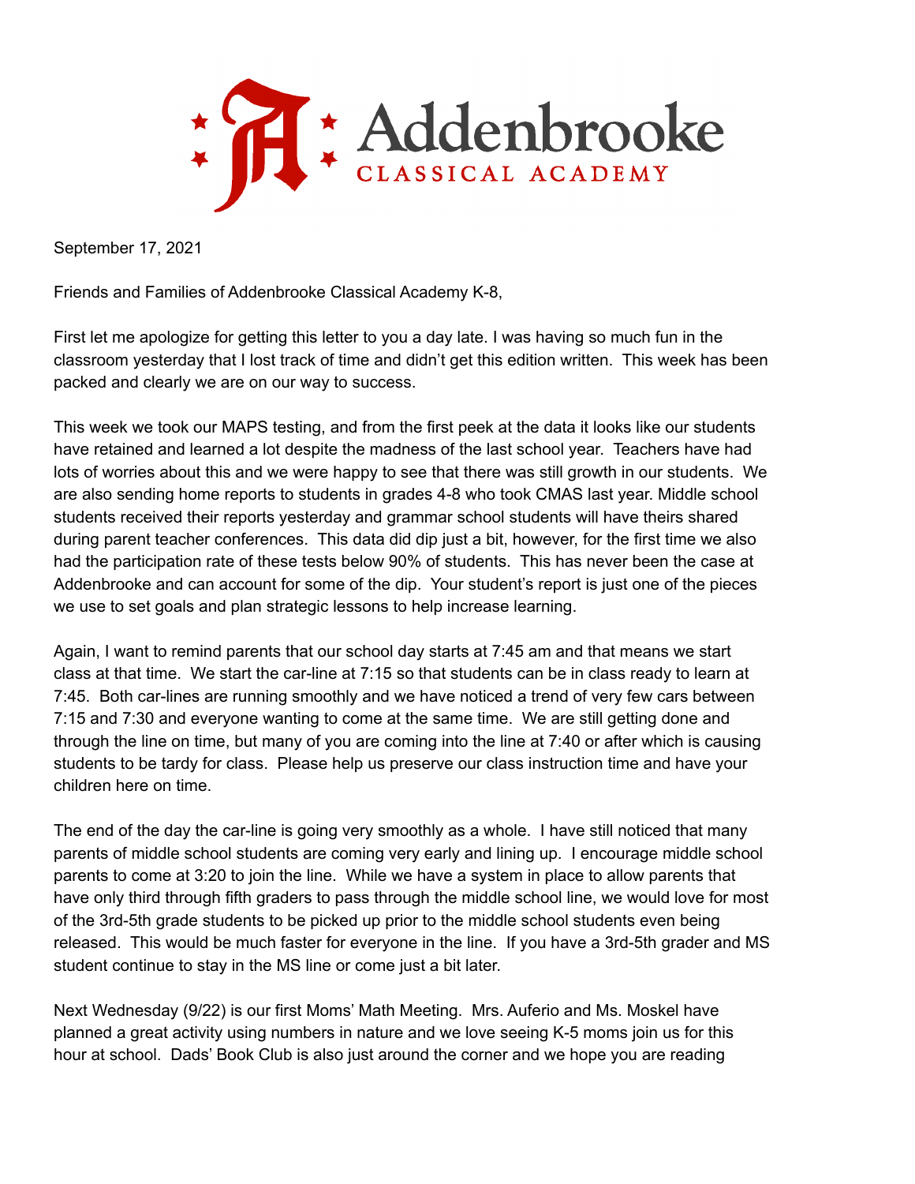Addenbrooke
CLASSICAL ACADEMY

September 17, 2021

Friends and Families of Addenbrooke Classical Academy K-8,

First let me apologize for getting this letter to you a day late. I was having so much fun in the classroom yesterday that I lost track of time and didn't get this edition written. This week has been packed and clearly we are on our way to success.

This week we took our MAPS testing, and from the first peek at the data it looks like our students have retained and learned a lot despite the madness of the last school year. Teachers have had lots of worries about this and we were happy to see that there was still growth in our students. We are also sending home reports to students in grades 4-8 who took CMAS last year. Middle school students received their reports yesterday and grammar school students will have theirs shared during parent teacher conferences. This data did dip just a bit, however, for the first time we also had the participation rate of these tests below 90% of students. This has never been the case at Addenbrooke and can account for some of the dip. Your student's report is just one of the pieces we use to set goals and plan strategic lessons to help increase learning.

Again, I want to remind parents that our school day starts at 7:45 am and that means we start class at that time. We start the car-line at 7:15 so that students can be in class ready to learn at 7:45. Both car-lines are running smoothly and we have noticed a trend of very few cars between 7:15 and 7:30 and everyone wanting to come at the same time. We are still getting done and through the line on time, but many of you are coming into the line at 7:40 or after which is causing students to be tardy for class. Please help us preserve our class instruction time and have your children here on time.

The end of the day the car-line is going very smoothly as a whole. I have still noticed that many parents of middle school students are coming very early and lining up. I encourage middle school parents to come at 3:20 to join the line. While we have a system in place to allow parents that have only third through fifth graders to pass through the middle school line, we would love for most of the 3rd-5th grade students to be picked up prior to the middle school students even being released. This would be much faster for everyone in the line. If you have a 3rd-5th grader and MS student continue to stay in the MS line or come just a bit later.

Next Wednesday (9/22) is our first Moms' Math Meeting. Mrs. Auferio and Ms. Moskel have planned a great activity using numbers in nature and we love seeing K-5 moms join us for this hour at school. Dads' Book Club is also just around the corner and we hope you are reading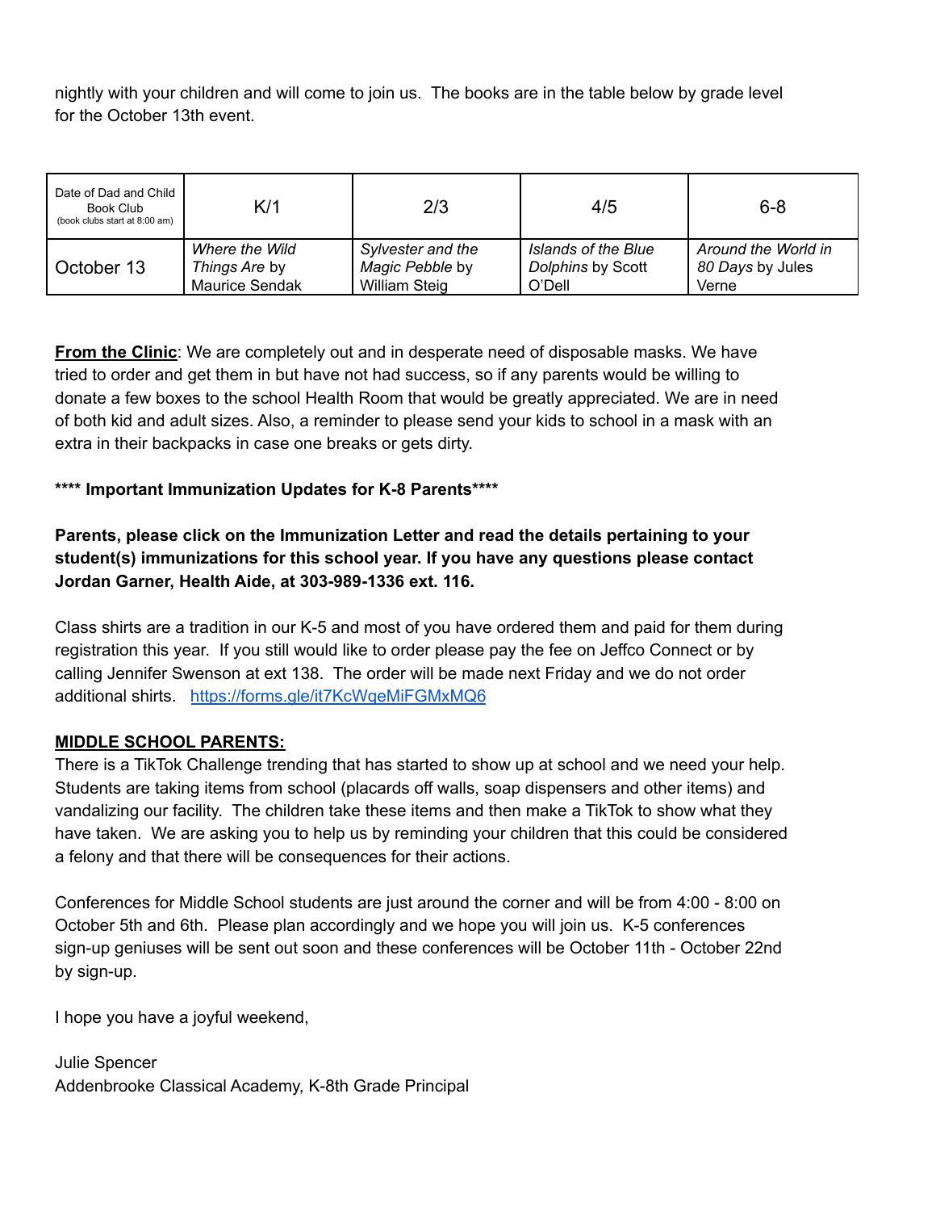nightly with your children and will come to join us. The books are in the table below by grade level for the October 13th event.

| Date of Dad and Child Book Club (book clubs start at 8:00 am) | K/1 | 2/3 | 4/5 | 6-8 |
|---|---|---|---|---|
| October 13 | *Where the Wild Things Are* by Maurice Sendak | *Sylvester and the Magic Pebble* by William Steig | *Islands of the Blue Dolphins* by Scott O'Dell | *Around the World in 80 Days* by Jules Verne |

**From the Clinic**: We are completely out and in desperate need of disposable masks. We have tried to order and get them in but have not had success, so if any parents would be willing to donate a few boxes to the school Health Room that would be greatly appreciated. We are in need of both kid and adult sizes. Also, a reminder to please send your kids to school in a mask with an extra in their backpacks in case one breaks or gets dirty.

**\*\*\*\* Important Immunization Updates for K-8 Parents\*\*\*\***

**Parents, please click on the Immunization Letter and read the details pertaining to your student(s) immunizations for this school year. If you have any questions please contact Jordan Garner, Health Aide, at 303-989-1336 ext. 116.**

Class shirts are a tradition in our K-5 and most of you have ordered them and paid for them during registration this year. If you still would like to order please pay the fee on Jeffco Connect or by calling Jennifer Swenson at ext 138. The order will be made next Friday and we do not order additional shirts. https://forms.gle/it7KcWqeMiFGMxMQ6

**MIDDLE SCHOOL PARENTS:**
There is a TikTok Challenge trending that has started to show up at school and we need your help. Students are taking items from school (placards off walls, soap dispensers and other items) and vandalizing our facility. The children take these items and then make a TikTok to show what they have taken. We are asking you to help us by reminding your children that this could be considered a felony and that there will be consequences for their actions.

Conferences for Middle School students are just around the corner and will be from 4:00 - 8:00 on October 5th and 6th. Please plan accordingly and we hope you will join us. K-5 conferences sign-up geniuses will be sent out soon and these conferences will be October 11th - October 22nd by sign-up.

I hope you have a joyful weekend,

Julie Spencer
Addenbrooke Classical Academy, K-8th Grade Principal